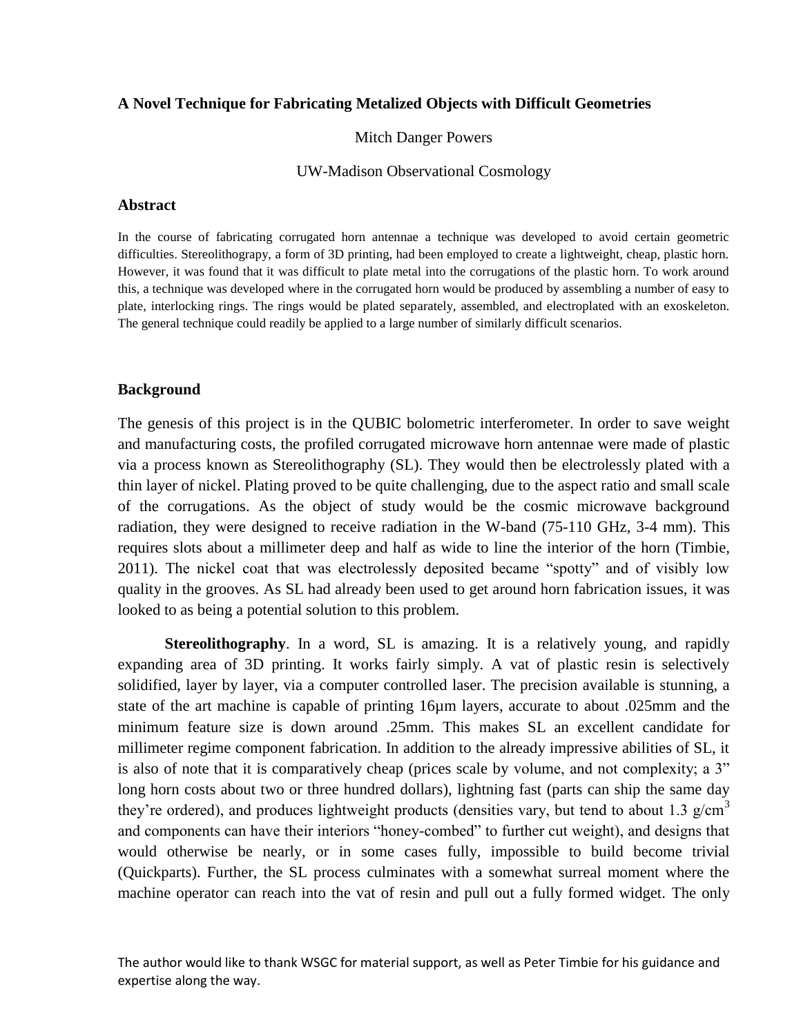### A Novel Technique for Fabricating Metalized Objects with Difficult Geometries

Mitch Danger Powers

UW-Madison Observational Cosmology

#### Abstract

In the course of fabricating corrugated horn antennae a technique was developed to avoid certain geometric difficulties. Stereolithograpy, a form of 3D printing, had been employed to create a lightweight, cheap, plastic horn. However, it was found that it was difficult to plate metal into the corrugations of the plastic horn. To work around this, a technique was developed where in the corrugated horn would be produced by assembling a number of easy to plate, interlocking rings. The rings would be plated separately, assembled, and electroplated with an exoskeleton. The general technique could readily be applied to a large number of similarly difficult scenarios.

#### Background

The genesis of this project is in the QUBIC bolometric interferometer. In order to save weight and manufacturing costs, the profiled corrugated microwave horn antennae were made of plastic via a process known as Stereolithography (SL). They would then be electrolessly plated with a thin layer of nickel. Plating proved to be quite challenging, due to the aspect ratio and small scale of the corrugations. As the object of study would be the cosmic microwave background radiation, they were designed to receive radiation in the W-band (75-110 GHz, 3-4 mm). This requires slots about a millimeter deep and half as wide to line the interior of the horn (Timbie, 2011). The nickel coat that was electrolessly deposited became "spotty" and of visibly low quality in the grooves. As SL had already been used to get around horn fabrication issues, it was looked to as being a potential solution to this problem.

**Stereolithography**. In a word, SL is amazing. It is a relatively young, and rapidly expanding area of 3D printing. It works fairly simply. A vat of plastic resin is selectively solidified, layer by layer, via a computer controlled laser. The precision available is stunning, a state of the art machine is capable of printing 16µm layers, accurate to about .025mm and the minimum feature size is down around .25mm. This makes SL an excellent candidate for millimeter regime component fabrication. In addition to the already impressive abilities of SL, it is also of note that it is comparatively cheap (prices scale by volume, and not complexity; a 3" long horn costs about two or three hundred dollars), lightning fast (parts can ship the same day they're ordered), and produces lightweight products (densities vary, but tend to about 1.3 $g/cm^3$ and components can have their interiors "honey-combed" to further cut weight), and designs that would otherwise be nearly, or in some cases fully, impossible to build become trivial (Quickparts). Further, the SL process culminates with a somewhat surreal moment where the machine operator can reach into the vat of resin and pull out a fully formed widget. The only

The author would like to thank WSGC for material support, as well as Peter Timbie for his guidance and expertise along the way.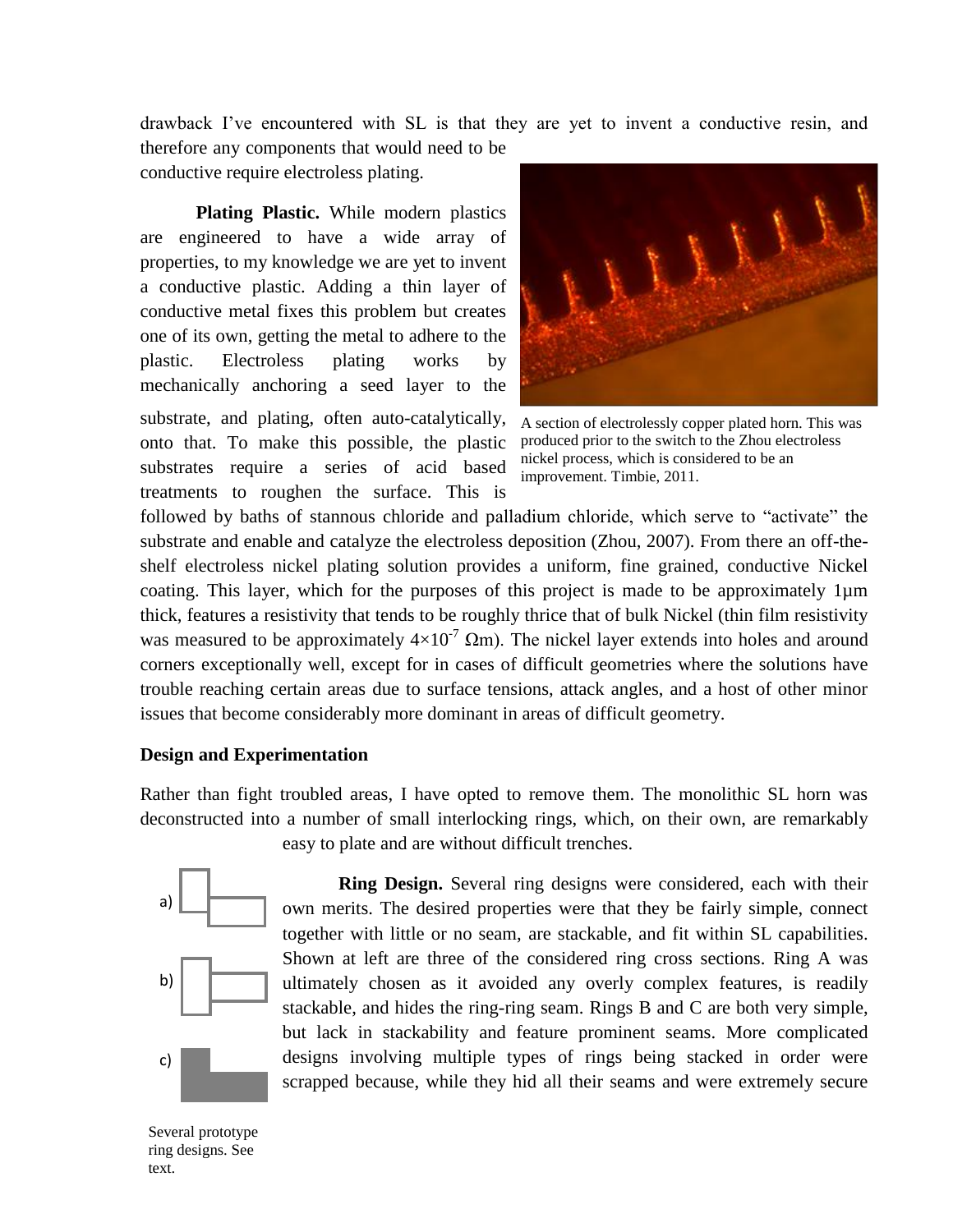drawback I've encountered with SL is that they are yet to invent a conductive resin, and therefore any components that would need to be conductive require electroless plating.

**Plating Plastic.** While modern plastics are engineered to have a wide array of properties, to my knowledge we are yet to invent a conductive plastic. Adding a thin layer of conductive metal fixes this problem but creates one of its own, getting the metal to adhere to the plastic. Electroless plating works by mechanically anchoring a seed layer to the substrate, and plating, often auto-catalytically, onto that. To make this possible, the plastic substrates require a series of acid based treatments to roughen the surface. This is followed by baths of stannous chloride and palladium chloride, which serve to "activate" the substrate and enable and catalyze the electroless deposition (Zhou, 2007). From there an off-the-shelf electroless nickel plating solution provides a uniform, fine grained, conductive Nickel coating. This layer, which for the purposes of this project is made to be approximately 1µm thick, features a resistivity that tends to be roughly thrice that of bulk Nickel (thin film resistivity was measured to be approximately $4\times10^{-7}$ Ωm). The nickel layer extends into holes and around corners exceptionally well, except for in cases of difficult geometries where the solutions have trouble reaching certain areas due to surface tensions, attack angles, and a host of other minor issues that become considerably more dominant in areas of difficult geometry.

A section of electrolessly copper plated horn. This was produced prior to the switch to the Zhou electroless nickel process, which is considered to be an improvement. Timbie, 2011.

## Design and Experimentation

Rather than fight troubled areas, I have opted to remove them. The monolithic SL horn was deconstructed into a number of small interlocking rings, which, on their own, are remarkably easy to plate and are without difficult trenches.

**Ring Design.** Several ring designs were considered, each with their own merits. The desired properties were that they be fairly simple, connect together with little or no seam, are stackable, and fit within SL capabilities. Shown at left are three of the considered ring cross sections. Ring A was ultimately chosen as it avoided any overly complex features, is readily stackable, and hides the ring-ring seam. Rings B and C are both very simple, but lack in stackability and feature prominent seams. More complicated designs involving multiple types of rings being stacked in order were scrapped because, while they hid all their seams and were extremely secure

a)

b)

c)

Several prototype ring designs. See text.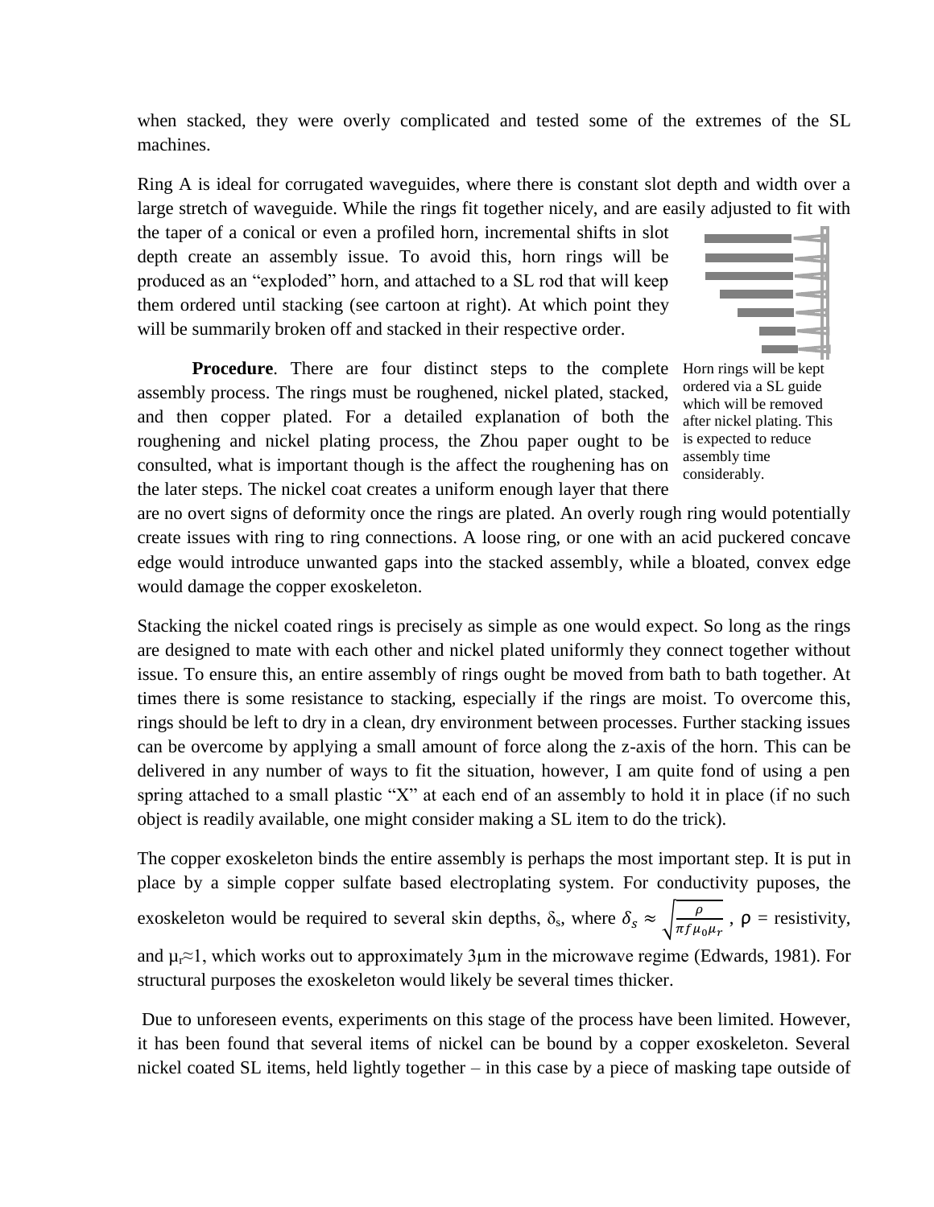when stacked, they were overly complicated and tested some of the extremes of the SL machines.

Ring A is ideal for corrugated waveguides, where there is constant slot depth and width over a large stretch of waveguide. While the rings fit together nicely, and are easily adjusted to fit with the taper of a conical or even a profiled horn, incremental shifts in slot depth create an assembly issue. To avoid this, horn rings will be produced as an "exploded" horn, and attached to a SL rod that will keep them ordered until stacking (see cartoon at right). At which point they will be summarily broken off and stacked in their respective order.

Horn rings will be kept ordered via a SL guide which will be removed after nickel plating. This is expected to reduce assembly time considerably.

**Procedure**. There are four distinct steps to the complete assembly process. The rings must be roughened, nickel plated, stacked, and then copper plated. For a detailed explanation of both the roughening and nickel plating process, the Zhou paper ought to be consulted, what is important though is the affect the roughening has on the later steps. The nickel coat creates a uniform enough layer that there are no overt signs of deformity once the rings are plated. An overly rough ring would potentially create issues with ring to ring connections. A loose ring, or one with an acid puckered concave edge would introduce unwanted gaps into the stacked assembly, while a bloated, convex edge would damage the copper exoskeleton.

Stacking the nickel coated rings is precisely as simple as one would expect. So long as the rings are designed to mate with each other and nickel plated uniformly they connect together without issue. To ensure this, an entire assembly of rings ought be moved from bath to bath together. At times there is some resistance to stacking, especially if the rings are moist. To overcome this, rings should be left to dry in a clean, dry environment between processes. Further stacking issues can be overcome by applying a small amount of force along the z-axis of the horn. This can be delivered in any number of ways to fit the situation, however, I am quite fond of using a pen spring attached to a small plastic "X" at each end of an assembly to hold it in place (if no such object is readily available, one might consider making a SL item to do the trick).

The copper exoskeleton binds the entire assembly is perhaps the most important step. It is put in place by a simple copper sulfate based electroplating system. For conductivity puposes, the exoskeleton would be required to several skin depths, $\delta_s$, where $\delta_s \approx \sqrt{\frac{\rho}{\pi f \mu_0 \mu_r}}$ , $\rho$ = resistivity, and $\mu_r \approx 1$, which works out to approximately 3μm in the microwave regime (Edwards, 1981). For structural purposes the exoskeleton would likely be several times thicker.

Due to unforeseen events, experiments on this stage of the process have been limited. However, it has been found that several items of nickel can be bound by a copper exoskeleton. Several nickel coated SL items, held lightly together – in this case by a piece of masking tape outside of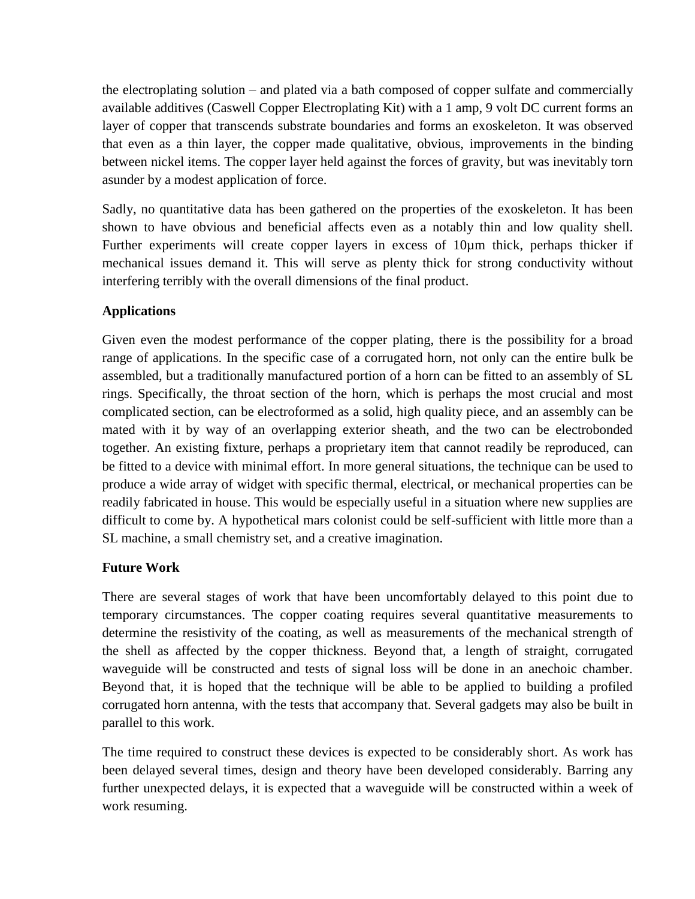the electroplating solution – and plated via a bath composed of copper sulfate and commercially available additives (Caswell Copper Electroplating Kit) with a 1 amp, 9 volt DC current forms an layer of copper that transcends substrate boundaries and forms an exoskeleton. It was observed that even as a thin layer, the copper made qualitative, obvious, improvements in the binding between nickel items. The copper layer held against the forces of gravity, but was inevitably torn asunder by a modest application of force.

Sadly, no quantitative data has been gathered on the properties of the exoskeleton. It has been shown to have obvious and beneficial affects even as a notably thin and low quality shell. Further experiments will create copper layers in excess of 10µm thick, perhaps thicker if mechanical issues demand it. This will serve as plenty thick for strong conductivity without interfering terribly with the overall dimensions of the final product.

**Applications**

Given even the modest performance of the copper plating, there is the possibility for a broad range of applications. In the specific case of a corrugated horn, not only can the entire bulk be assembled, but a traditionally manufactured portion of a horn can be fitted to an assembly of SL rings. Specifically, the throat section of the horn, which is perhaps the most crucial and most complicated section, can be electroformed as a solid, high quality piece, and an assembly can be mated with it by way of an overlapping exterior sheath, and the two can be electrobonded together. An existing fixture, perhaps a proprietary item that cannot readily be reproduced, can be fitted to a device with minimal effort. In more general situations, the technique can be used to produce a wide array of widget with specific thermal, electrical, or mechanical properties can be readily fabricated in house. This would be especially useful in a situation where new supplies are difficult to come by. A hypothetical mars colonist could be self-sufficient with little more than a SL machine, a small chemistry set, and a creative imagination.

**Future Work**

There are several stages of work that have been uncomfortably delayed to this point due to temporary circumstances. The copper coating requires several quantitative measurements to determine the resistivity of the coating, as well as measurements of the mechanical strength of the shell as affected by the copper thickness. Beyond that, a length of straight, corrugated waveguide will be constructed and tests of signal loss will be done in an anechoic chamber. Beyond that, it is hoped that the technique will be able to be applied to building a profiled corrugated horn antenna, with the tests that accompany that. Several gadgets may also be built in parallel to this work.

The time required to construct these devices is expected to be considerably short. As work has been delayed several times, design and theory have been developed considerably. Barring any further unexpected delays, it is expected that a waveguide will be constructed within a week of work resuming.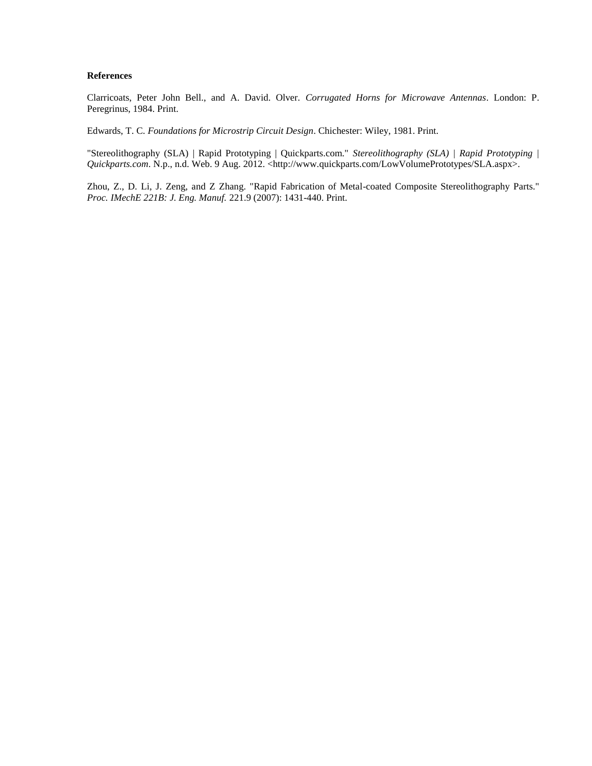**References**

Clarricoats, Peter John Bell., and A. David. Olver. *Corrugated Horns for Microwave Antennas*. London: P. Peregrinus, 1984. Print.

Edwards, T. C. *Foundations for Microstrip Circuit Design*. Chichester: Wiley, 1981. Print.

"Stereolithography (SLA) | Rapid Prototyping | Quickparts.com." *Stereolithography (SLA) | Rapid Prototyping | Quickparts.com*. N.p., n.d. Web. 9 Aug. 2012. <http://www.quickparts.com/LowVolumePrototypes/SLA.aspx>.

Zhou, Z., D. Li, J. Zeng, and Z Zhang. "Rapid Fabrication of Metal-coated Composite Stereolithography Parts." *Proc. IMechE 221B: J. Eng. Manuf.* 221.9 (2007): 1431-440. Print.